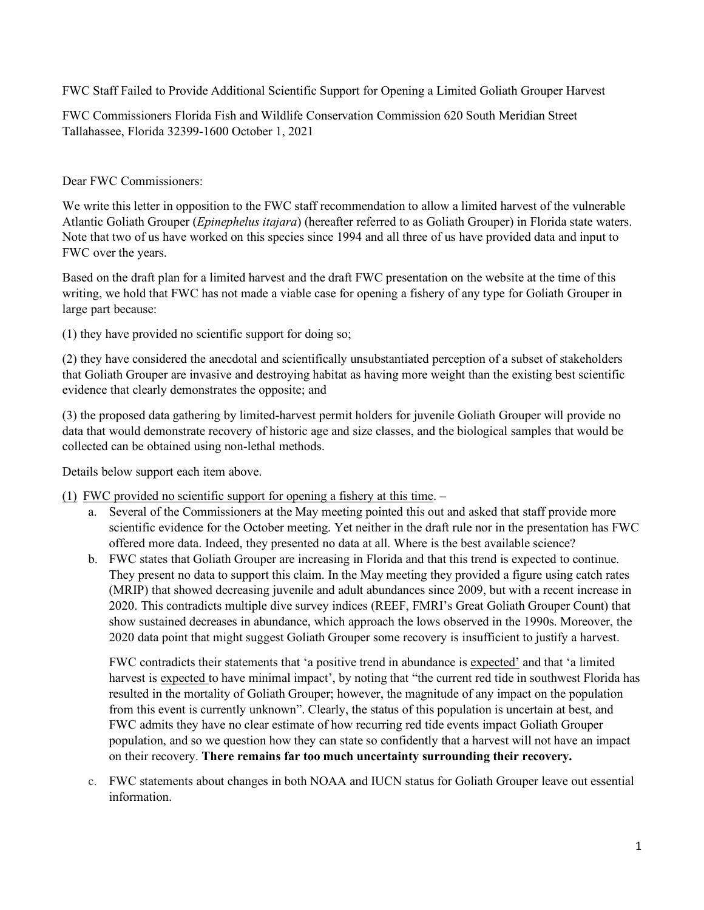FWC Staff Failed to Provide Additional Scientific Support for Opening a Limited Goliath Grouper Harvest

FWC Commissioners Florida Fish and Wildlife Conservation Commission 620 South Meridian Street Tallahassee, Florida 32399-1600 October 1, 2021

Dear FWC Commissioners:

We write this letter in opposition to the FWC staff recommendation to allow a limited harvest of the vulnerable Atlantic Goliath Grouper (*Epinephelus itajara*) (hereafter referred to as Goliath Grouper) in Florida state waters. Note that two of us have worked on this species since 1994 and all three of us have provided data and input to FWC over the years.

Based on the draft plan for a limited harvest and the draft FWC presentation on the website at the time of this writing, we hold that FWC has not made a viable case for opening a fishery of any type for Goliath Grouper in large part because:

(1) they have provided no scientific support for doing so;

(2) they have considered the anecdotal and scientifically unsubstantiated perception of a subset of stakeholders that Goliath Grouper are invasive and destroying habitat as having more weight than the existing best scientific evidence that clearly demonstrates the opposite; and

(3) the proposed data gathering by limited-harvest permit holders for juvenile Goliath Grouper will provide no data that would demonstrate recovery of historic age and size classes, and the biological samples that would be collected can be obtained using non-lethal methods.

Details below support each item above.

(1) <u>FWC provided no scientific support for opening a fishery at this time</u>. –

a. Several of the Commissioners at the May meeting pointed this out and asked that staff provide more scientific evidence for the October meeting. Yet neither in the draft rule nor in the presentation has FWC offered more data. Indeed, they presented no data at all. Where is the best available science?

b. FWC states that Goliath Grouper are increasing in Florida and that this trend is expected to continue. They present no data to support this claim. In the May meeting they provided a figure using catch rates (MRIP) that showed decreasing juvenile and adult abundances since 2009, but with a recent increase in 2020. This contradicts multiple dive survey indices (REEF, FMRI's Great Goliath Grouper Count) that show sustained decreases in abundance, which approach the lows observed in the 1990s. Moreover, the 2020 data point that might suggest Goliath Grouper some recovery is insufficient to justify a harvest.

   FWC contradicts their statements that 'a positive trend in abundance is <u>expected'</u> and that 'a limited harvest is <u>expected</u> to have minimal impact', by noting that "the current red tide in southwest Florida has resulted in the mortality of Goliath Grouper; however, the magnitude of any impact on the population from this event is currently unknown". Clearly, the status of this population is uncertain at best, and FWC admits they have no clear estimate of how recurring red tide events impact Goliath Grouper population, and so we question how they can state so confidently that a harvest will not have an impact on their recovery. **There remains far too much uncertainty surrounding their recovery.**

c. FWC statements about changes in both NOAA and IUCN status for Goliath Grouper leave out essential information.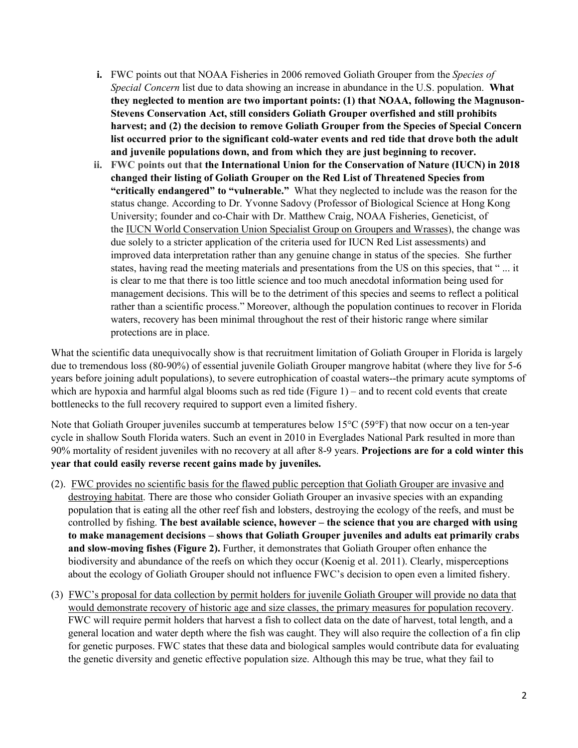i. FWC points out that NOAA Fisheries in 2006 removed Goliath Grouper from the *Species of Special Concern* list due to data showing an increase in abundance in the U.S. population. **What they neglected to mention are two important points: (1) that NOAA, following the Magnuson-Stevens Conservation Act, still considers Goliath Grouper overfished and still prohibits harvest; and (2) the decision to remove Goliath Grouper from the Species of Special Concern list occurred prior to the significant cold-water events and red tide that drove both the adult and juvenile populations down, and from which they are just beginning to recover.**

ii. **FWC points out that the International Union for the Conservation of Nature (IUCN) in 2018 changed their listing of Goliath Grouper on the Red List of Threatened Species from "critically endangered" to "vulnerable."** What they neglected to include was the reason for the status change. According to Dr. Yvonne Sadovy (Professor of Biological Science at Hong Kong University; founder and co-Chair with Dr. Matthew Craig, NOAA Fisheries, Geneticist, of the IUCN World Conservation Union Specialist Group on Groupers and Wrasses), the change was due solely to a stricter application of the criteria used for IUCN Red List assessments) and improved data interpretation rather than any genuine change in status of the species. She further states, having read the meeting materials and presentations from the US on this species, that " ... it is clear to me that there is too little science and too much anecdotal information being used for management decisions. This will be to the detriment of this species and seems to reflect a political rather than a scientific process." Moreover, although the population continues to recover in Florida waters, recovery has been minimal throughout the rest of their historic range where similar protections are in place.

What the scientific data unequivocally show is that recruitment limitation of Goliath Grouper in Florida is largely due to tremendous loss (80-90%) of essential juvenile Goliath Grouper mangrove habitat (where they live for 5-6 years before joining adult populations), to severe eutrophication of coastal waters--the primary acute symptoms of which are hypoxia and harmful algal blooms such as red tide (Figure 1) – and to recent cold events that create bottlenecks to the full recovery required to support even a limited fishery.

Note that Goliath Grouper juveniles succumb at temperatures below 15°C (59°F) that now occur on a ten-year cycle in shallow South Florida waters. Such an event in 2010 in Everglades National Park resulted in more than 90% mortality of resident juveniles with no recovery at all after 8-9 years. **Projections are for a cold winter this year that could easily reverse recent gains made by juveniles.**

(2). FWC provides no scientific basis for the flawed public perception that Goliath Grouper are invasive and destroying habitat. There are those who consider Goliath Grouper an invasive species with an expanding population that is eating all the other reef fish and lobsters, destroying the ecology of the reefs, and must be controlled by fishing. **The best available science, however – the science that you are charged with using to make management decisions – shows that Goliath Grouper juveniles and adults eat primarily crabs and slow-moving fishes (Figure 2).** Further, it demonstrates that Goliath Grouper often enhance the biodiversity and abundance of the reefs on which they occur (Koenig et al. 2011). Clearly, misperceptions about the ecology of Goliath Grouper should not influence FWC's decision to open even a limited fishery.

(3) FWC's proposal for data collection by permit holders for juvenile Goliath Grouper will provide no data that would demonstrate recovery of historic age and size classes, the primary measures for population recovery. FWC will require permit holders that harvest a fish to collect data on the date of harvest, total length, and a general location and water depth where the fish was caught. They will also require the collection of a fin clip for genetic purposes. FWC states that these data and biological samples would contribute data for evaluating the genetic diversity and genetic effective population size. Although this may be true, what they fail to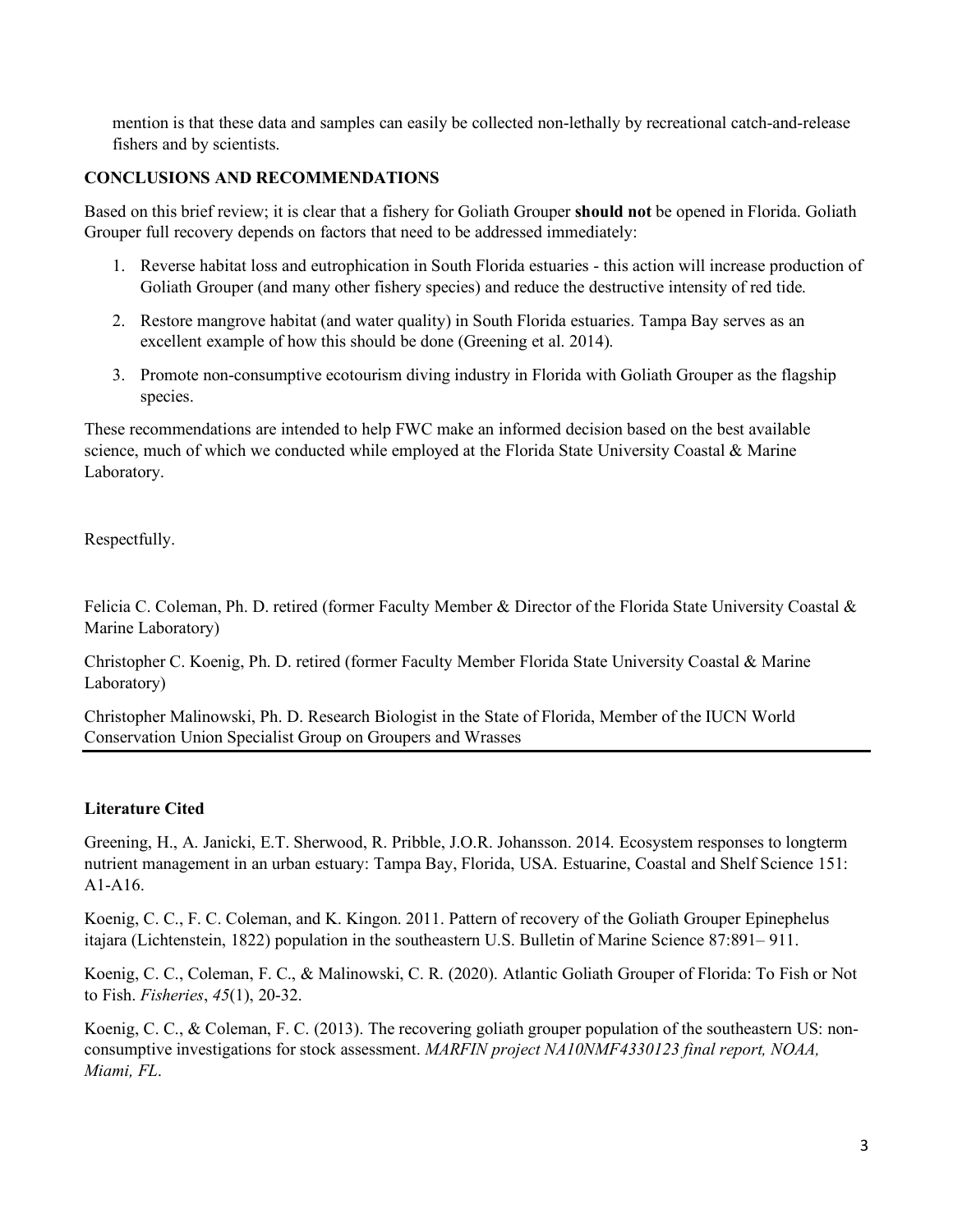mention is that these data and samples can easily be collected non-lethally by recreational catch-and-release fishers and by scientists.

## CONCLUSIONS AND RECOMMENDATIONS

Based on this brief review; it is clear that a fishery for Goliath Grouper **should not** be opened in Florida. Goliath Grouper full recovery depends on factors that need to be addressed immediately:

1. Reverse habitat loss and eutrophication in South Florida estuaries - this action will increase production of Goliath Grouper (and many other fishery species) and reduce the destructive intensity of red tide.
2. Restore mangrove habitat (and water quality) in South Florida estuaries. Tampa Bay serves as an excellent example of how this should be done (Greening et al. 2014).
3. Promote non-consumptive ecotourism diving industry in Florida with Goliath Grouper as the flagship species.

These recommendations are intended to help FWC make an informed decision based on the best available science, much of which we conducted while employed at the Florida State University Coastal & Marine Laboratory.

Respectfully.

Felicia C. Coleman, Ph. D. retired (former Faculty Member & Director of the Florida State University Coastal & Marine Laboratory)

Christopher C. Koenig, Ph. D. retired (former Faculty Member Florida State University Coastal & Marine Laboratory)

Christopher Malinowski, Ph. D. Research Biologist in the State of Florida, Member of the IUCN World Conservation Union Specialist Group on Groupers and Wrasses

---

## Literature Cited

Greening, H., A. Janicki, E.T. Sherwood, R. Pribble, J.O.R. Johansson. 2014. Ecosystem responses to longterm nutrient management in an urban estuary: Tampa Bay, Florida, USA. Estuarine, Coastal and Shelf Science 151: A1-A16.

Koenig, C. C., F. C. Coleman, and K. Kingon. 2011. Pattern of recovery of the Goliath Grouper Epinephelus itajara (Lichtenstein, 1822) population in the southeastern U.S. Bulletin of Marine Science 87:891– 911.

Koenig, C. C., Coleman, F. C., & Malinowski, C. R. (2020). Atlantic Goliath Grouper of Florida: To Fish or Not to Fish. *Fisheries*, *45*(1), 20-32.

Koenig, C. C., & Coleman, F. C. (2013). The recovering goliath grouper population of the southeastern US: non-consumptive investigations for stock assessment. *MARFIN project NA10NMF4330123 final report, NOAA, Miami, FL*.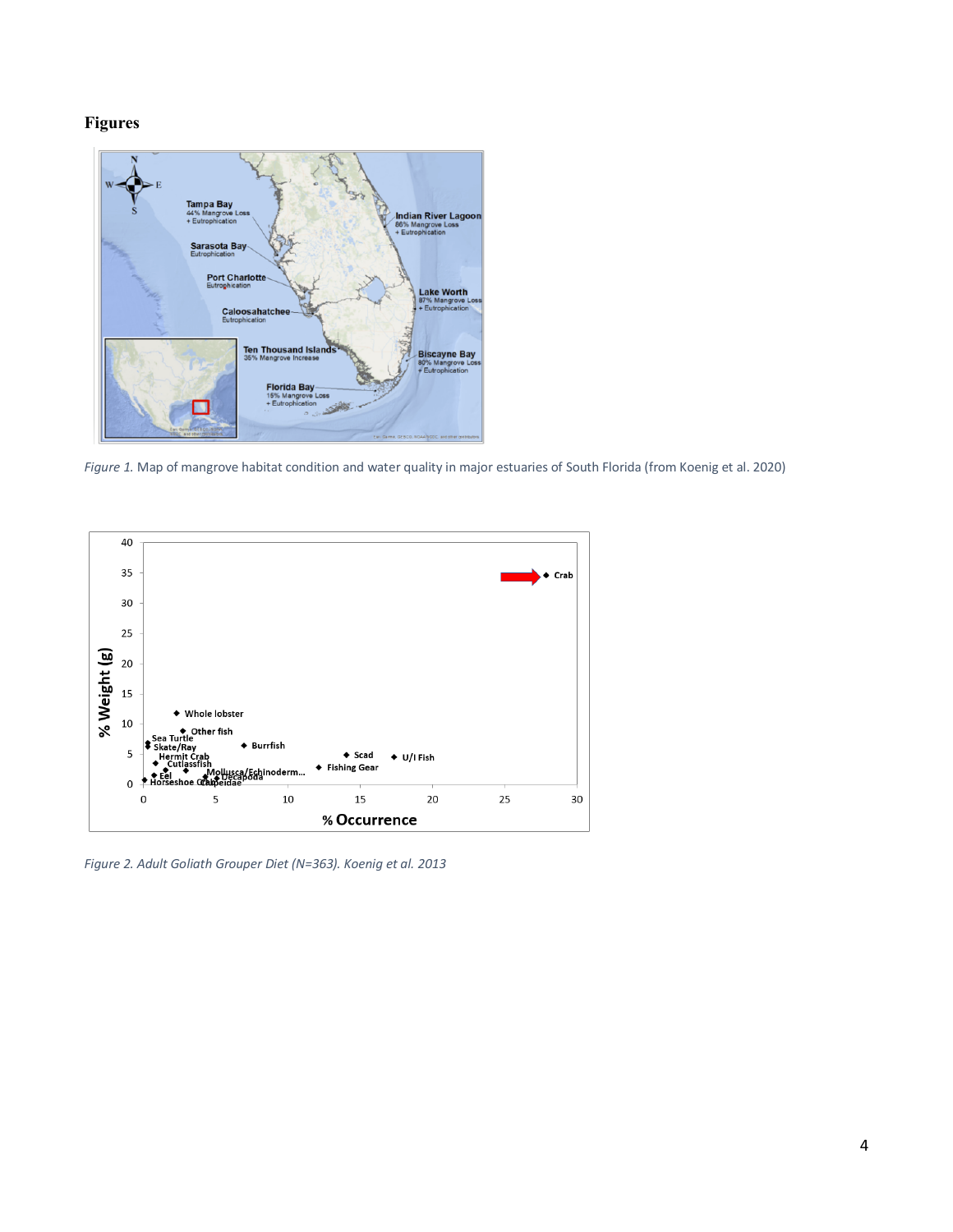## Figures

Tampa Bay
44% Mangrove Loss
+ Eutrophication

Sarasota Bay
Eutrophication

Port Charlotte
Eutrophication

Caloosahatchee
Eutrophication

Ten Thousand Islands
35% Mangrove Increase

Florida Bay
15% Mangrove Loss
+ Eutrophication

Indian River Lagoon
86% Mangrove Loss
+ Eutrophication

Lake Worth
87% Mangrove Loss
+ Eutrophication

Biscayne Bay
80% Mangrove Loss
+ Eutrophication

*Figure 1.* Map of mangrove habitat condition and water quality in major estuaries of South Florida (from Koenig et al. 2020)

% Weight (g)

% Occurrence

0, 5, 10, 15, 20, 25, 30, 35, 40

0, 5, 10, 15, 20, 25, 30

Crab

Whole lobster

Other fish

Sea Turtle

Skate/Ray

Burrfish

Hermit Crab

Cutlassfish

Scad

U/I Fish

Fishing Gear

Eel

Mollusca/Echinoderm...

Decapoda

Horseshoe Crab

Clupeidae

*Figure 2. Adult Goliath Grouper Diet (N=363). Koenig et al. 2013*